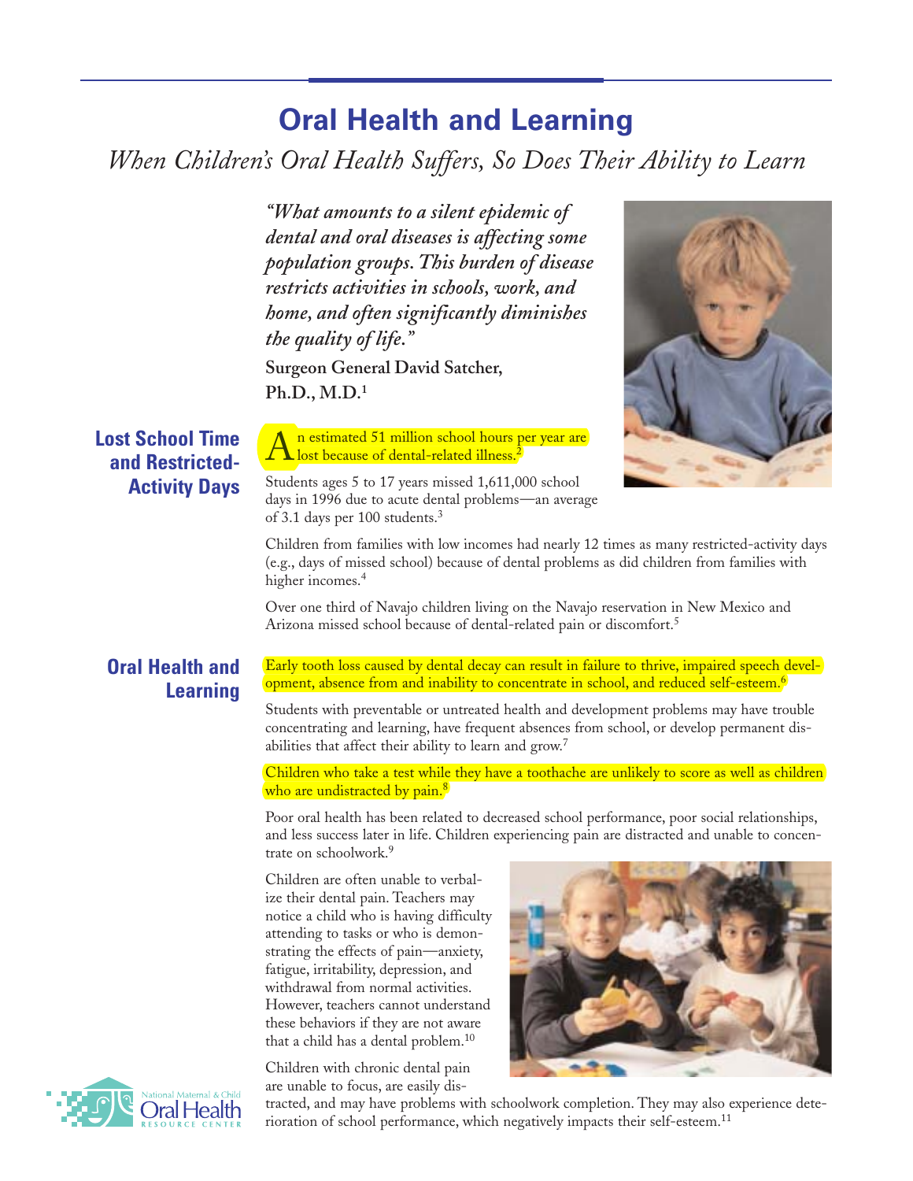# Oral Health and Learning

*When Children's Oral Health Suffers, So Does Their Ability to Learn*

***"What amounts to a silent epidemic of dental and oral diseases is affecting some population groups. This burden of disease restricts activities in schools, work, and home, and often significantly diminishes the quality of life."***

**Surgeon General David Satcher, Ph.D., M.D.[1]**

## Lost School Time and Restricted-Activity Days

An estimated 51 million school hours per year are lost because of dental-related illness.[2]

Students ages 5 to 17 years missed 1,611,000 school days in 1996 due to acute dental problems—an average of 3.1 days per 100 students.[3]

Children from families with low incomes had nearly 12 times as many restricted-activity days (e.g., days of missed school) because of dental problems as did children from families with higher incomes.[4]

Over one third of Navajo children living on the Navajo reservation in New Mexico and Arizona missed school because of dental-related pain or discomfort.[5]

## Oral Health and Learning

Early tooth loss caused by dental decay can result in failure to thrive, impaired speech development, absence from and inability to concentrate in school, and reduced self-esteem.[6]

Students with preventable or untreated health and development problems may have trouble concentrating and learning, have frequent absences from school, or develop permanent disabilities that affect their ability to learn and grow.[7]

Children who take a test while they have a toothache are unlikely to score as well as children who are undistracted by pain.[8]

Poor oral health has been related to decreased school performance, poor social relationships, and less success later in life. Children experiencing pain are distracted and unable to concentrate on schoolwork.[9]

Children are often unable to verbalize their dental pain. Teachers may notice a child who is having difficulty attending to tasks or who is demonstrating the effects of pain—anxiety, fatigue, irritability, depression, and withdrawal from normal activities. However, teachers cannot understand these behaviors if they are not aware that a child has a dental problem.[10]

Children with chronic dental pain are unable to focus, are easily distracted, and may have problems with schoolwork completion. They may also experience deterioration of school performance, which negatively impacts their self-esteem.[11]

National Maternal & Child Oral Health Resource Center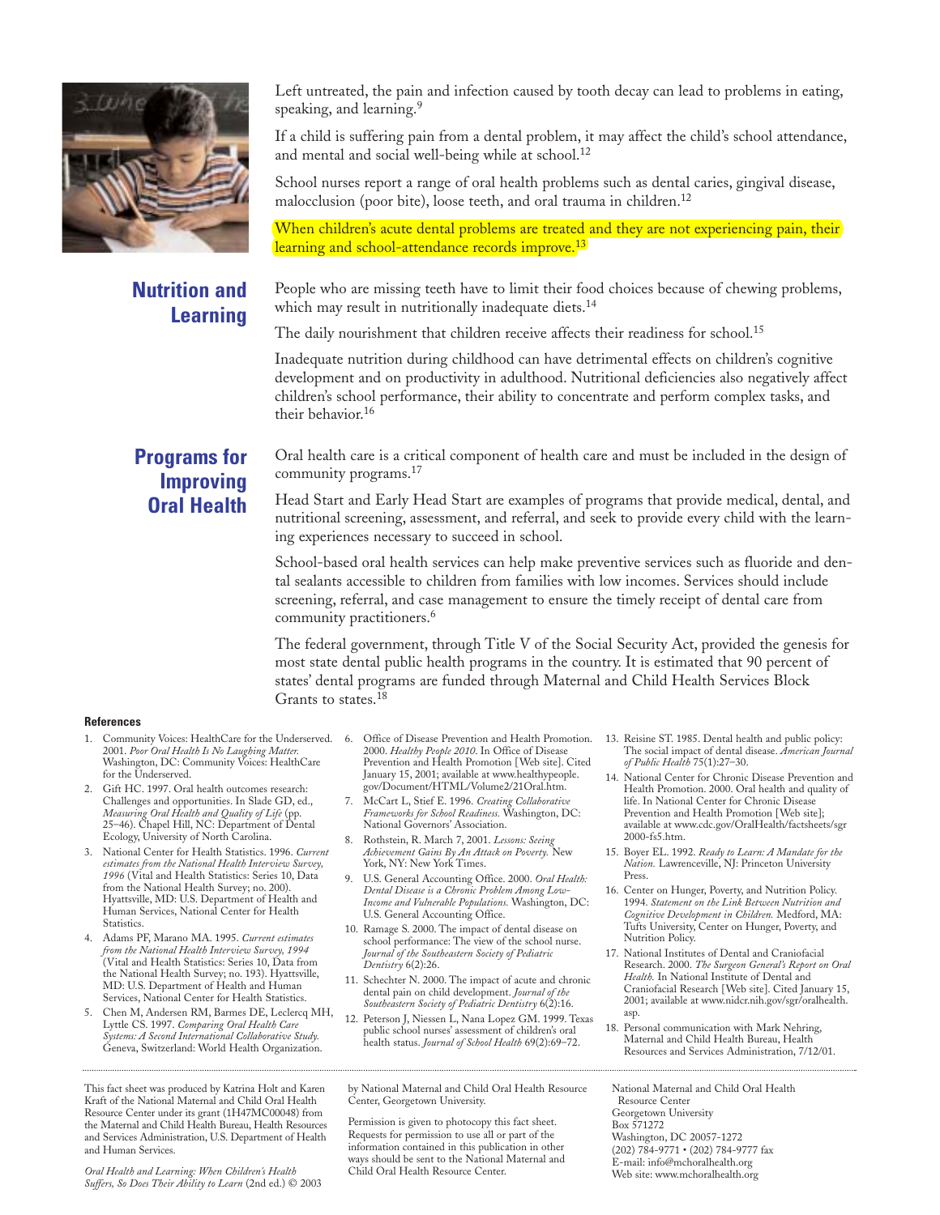Left untreated, the pain and infection caused by tooth decay can lead to problems in eating, speaking, and learning.[9]

If a child is suffering pain from a dental problem, it may affect the child's school attendance, and mental and social well-being while at school.[12]

School nurses report a range of oral health problems such as dental caries, gingival disease, malocclusion (poor bite), loose teeth, and oral trauma in children.[12]

When children's acute dental problems are treated and they are not experiencing pain, their learning and school-attendance records improve.[13]

## Nutrition and Learning

People who are missing teeth have to limit their food choices because of chewing problems, which may result in nutritionally inadequate diets.[14]

The daily nourishment that children receive affects their readiness for school.[15]

Inadequate nutrition during childhood can have detrimental effects on children's cognitive development and on productivity in adulthood. Nutritional deficiencies also negatively affect children's school performance, their ability to concentrate and perform complex tasks, and their behavior.[16]

## Programs for Improving Oral Health

Oral health care is a critical component of health care and must be included in the design of community programs.[17]

Head Start and Early Head Start are examples of programs that provide medical, dental, and nutritional screening, assessment, and referral, and seek to provide every child with the learning experiences necessary to succeed in school.

School-based oral health services can help make preventive services such as fluoride and dental sealants accessible to children from families with low incomes. Services should include screening, referral, and case management to ensure the timely receipt of dental care from community practitioners.[6]

The federal government, through Title V of the Social Security Act, provided the genesis for most state dental public health programs in the country. It is estimated that 90 percent of states' dental programs are funded through Maternal and Child Health Services Block Grants to states.[18]

#### References

1. Community Voices: HealthCare for the Underserved. 2001. *Poor Oral Health Is No Laughing Matter.* Washington, DC: Community Voices: HealthCare for the Underserved.
2. Gift HC. 1997. Oral health outcomes research: Challenges and opportunities. In Slade GD, ed., *Measuring Oral Health and Quality of Life* (pp. 25–46). Chapel Hill, NC: Department of Dental Ecology, University of North Carolina.
3. National Center for Health Statistics. 1996. *Current estimates from the National Health Interview Survey, 1996* (Vital and Health Statistics: Series 10, Data from the National Health Survey; no. 200). Hyattsville, MD: U.S. Department of Health and Human Services, National Center for Health Statistics.
4. Adams PF, Marano MA. 1995. *Current estimates from the National Health Interview Survey, 1994* (Vital and Health Statistics: Series 10, Data from the National Health Survey; no. 193). Hyattsville, MD: U.S. Department of Health and Human Services, National Center for Health Statistics.
5. Chen M, Andersen RM, Barmes DE, Leclercq MH, Lyttle CS. 1997. *Comparing Oral Health Care Systems: A Second International Collaborative Study.* Geneva, Switzerland: World Health Organization.
6. Office of Disease Prevention and Health Promotion. 2000. *Healthy People 2010.* In Office of Disease Prevention and Health Promotion [Web site]. Cited January 15, 2001; available at www.healthypeople.gov/Document/HTML/Volume2/21Oral.htm.
7. McCart L, Stief E. 1996. *Creating Collaborative Frameworks for School Readiness.* Washington, DC: National Governors' Association.
8. Rothstein, R. March 7, 2001. *Lessons: Seeing Achievement Gains By An Attack on Poverty.* New York, NY: New York Times.
9. U.S. General Accounting Office. 2000. *Oral Health: Dental Disease is a Chronic Problem Among Low-Income and Vulnerable Populations.* Washington, DC: U.S. General Accounting Office.
10. Ramage S. 2000. The impact of dental disease on school performance: The view of the school nurse. *Journal of the Southeastern Society of Pediatric Dentistry* 6(2):26.
11. Schechter N. 2000. The impact of acute and chronic dental pain on child development. *Journal of the Southeastern Society of Pediatric Dentistry* 6(2):16.
12. Peterson J, Niessen L, Nana Lopez GM. 1999. Texas public school nurses' assessment of children's oral health status. *Journal of School Health* 69(2):69–72.
13. Reisine ST. 1985. Dental health and public policy: The social impact of dental disease. *American Journal of Public Health* 75(1):27–30.
14. National Center for Chronic Disease Prevention and Health Promotion. 2000. Oral health and quality of life. In National Center for Chronic Disease Prevention and Health Promotion [Web site]; available at www.cdc.gov/OralHealth/factsheets/sgr2000-fs5.htm.
15. Boyer EL. 1992. *Ready to Learn: A Mandate for the Nation.* Lawrenceville, NJ: Princeton University Press.
16. Center on Hunger, Poverty, and Nutrition Policy. 1994. *Statement on the Link Between Nutrition and Cognitive Development in Children.* Medford, MA: Tufts University, Center on Hunger, Poverty, and Nutrition Policy.
17. National Institutes of Dental and Craniofacial Research. 2000. *The Surgeon General's Report on Oral Health.* In National Institute of Dental and Craniofacial Research [Web site]. Cited January 15, 2001; available at www.nidcr.nih.gov/sgr/oralhealth.asp.
18. Personal communication with Mark Nehring, Maternal and Child Health Bureau, Health Resources and Services Administration, 7/12/01.

This fact sheet was produced by Katrina Holt and Karen Kraft of the National Maternal and Child Oral Health Resource Center under its grant (1H47MC00048) from the Maternal and Child Health Bureau, Health Resources and Services Administration, U.S. Department of Health and Human Services.

*Oral Health and Learning: When Children's Health Suffers, So Does Their Ability to Learn* (2nd ed.) © 2003 by National Maternal and Child Oral Health Resource Center, Georgetown University.

Permission is given to photocopy this fact sheet. Requests for permission to use all or part of the information contained in this publication in other ways should be sent to the National Maternal and Child Oral Health Resource Center.

National Maternal and Child Oral Health Resource Center
Georgetown University
Box 571272
Washington, DC 20057-1272
(202) 784-9771 • (202) 784-9777 fax
E-mail: info@mchoralhealth.org
Web site: www.mchoralhealth.org